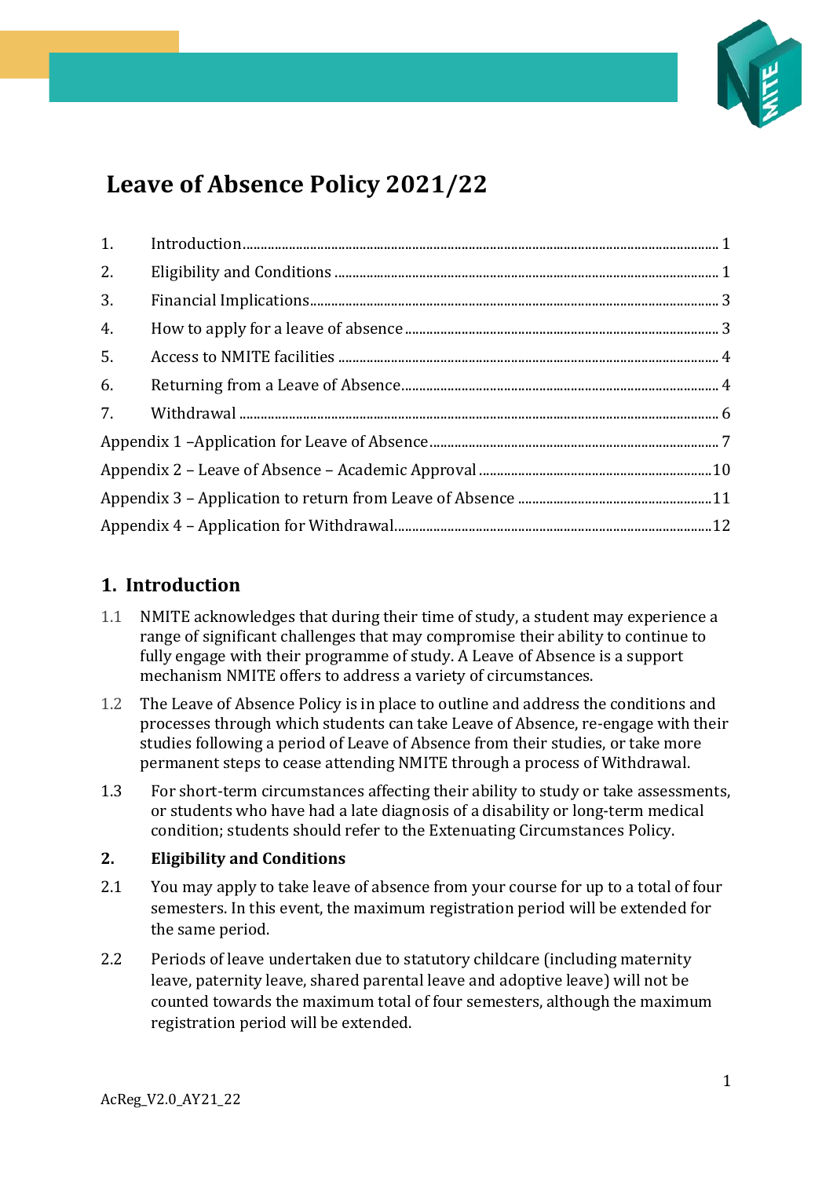# Leave of Absence Policy 2021/22

| | | |
|---|---|---|
| 1. | Introduction | 1 |
| 2. | Eligibility and Conditions | 1 |
| 3. | Financial Implications | 3 |
| 4. | How to apply for a leave of absence | 3 |
| 5. | Access to NMITE facilities | 4 |
| 6. | Returning from a Leave of Absence | 4 |
| 7. | Withdrawal | 6 |
| Appendix 1 –Application for Leave of Absence | | 7 |
| Appendix 2 – Leave of Absence – Academic Approval | | 10 |
| Appendix 3 – Application to return from Leave of Absence | | 11 |
| Appendix 4 – Application for Withdrawal | | 12 |

## 1. Introduction

1.1 NMITE acknowledges that during their time of study, a student may experience a range of significant challenges that may compromise their ability to continue to fully engage with their programme of study. A Leave of Absence is a support mechanism NMITE offers to address a variety of circumstances.

1.2 The Leave of Absence Policy is in place to outline and address the conditions and processes through which students can take Leave of Absence, re-engage with their studies following a period of Leave of Absence from their studies, or take more permanent steps to cease attending NMITE through a process of Withdrawal.

1.3 For short-term circumstances affecting their ability to study or take assessments, or students who have had a late diagnosis of a disability or long-term medical condition; students should refer to the Extenuating Circumstances Policy.

## 2. Eligibility and Conditions

2.1 You may apply to take leave of absence from your course for up to a total of four semesters. In this event, the maximum registration period will be extended for the same period.

2.2 Periods of leave undertaken due to statutory childcare (including maternity leave, paternity leave, shared parental leave and adoptive leave) will not be counted towards the maximum total of four semesters, although the maximum registration period will be extended.

AcReg_V2.0_AY21_22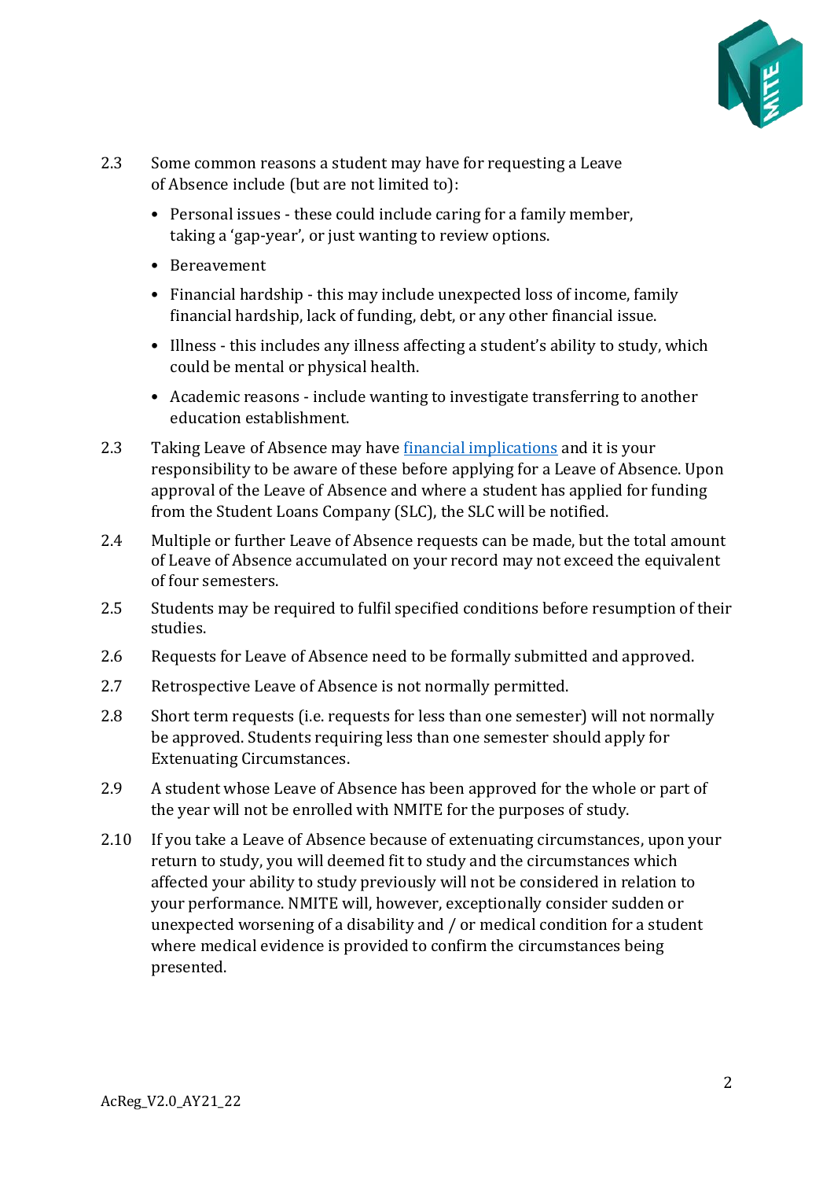2.3 Some common reasons a student may have for requesting a Leave of Absence include (but are not limited to):

- Personal issues - these could include caring for a family member, taking a 'gap-year', or just wanting to review options.
- Bereavement
- Financial hardship - this may include unexpected loss of income, family financial hardship, lack of funding, debt, or any other financial issue.
- Illness - this includes any illness affecting a student's ability to study, which could be mental or physical health.
- Academic reasons - include wanting to investigate transferring to another education establishment.

2.3 Taking Leave of Absence may have [financial implications]() and it is your responsibility to be aware of these before applying for a Leave of Absence. Upon approval of the Leave of Absence and where a student has applied for funding from the Student Loans Company (SLC), the SLC will be notified.

2.4 Multiple or further Leave of Absence requests can be made, but the total amount of Leave of Absence accumulated on your record may not exceed the equivalent of four semesters.

2.5 Students may be required to fulfil specified conditions before resumption of their studies.

2.6 Requests for Leave of Absence need to be formally submitted and approved.

2.7 Retrospective Leave of Absence is not normally permitted.

2.8 Short term requests (i.e. requests for less than one semester) will not normally be approved. Students requiring less than one semester should apply for Extenuating Circumstances.

2.9 A student whose Leave of Absence has been approved for the whole or part of the year will not be enrolled with NMITE for the purposes of study.

2.10 If you take a Leave of Absence because of extenuating circumstances, upon your return to study, you will deemed fit to study and the circumstances which affected your ability to study previously will not be considered in relation to your performance. NMITE will, however, exceptionally consider sudden or unexpected worsening of a disability and / or medical condition for a student where medical evidence is provided to confirm the circumstances being presented.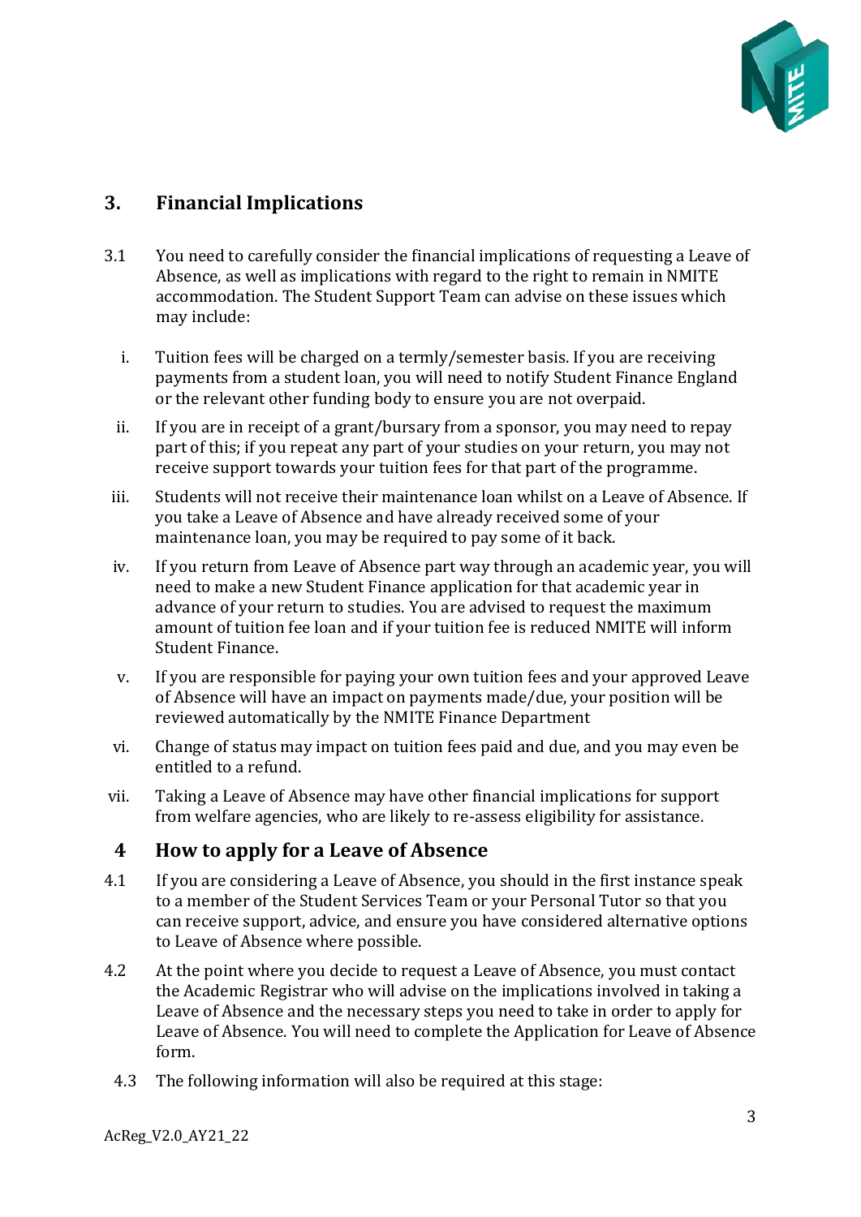## 3. Financial Implications

3.1 You need to carefully consider the financial implications of requesting a Leave of Absence, as well as implications with regard to the right to remain in NMITE accommodation. The Student Support Team can advise on these issues which may include:

i. Tuition fees will be charged on a termly/semester basis. If you are receiving payments from a student loan, you will need to notify Student Finance England or the relevant other funding body to ensure you are not overpaid.

ii. If you are in receipt of a grant/bursary from a sponsor, you may need to repay part of this; if you repeat any part of your studies on your return, you may not receive support towards your tuition fees for that part of the programme.

iii. Students will not receive their maintenance loan whilst on a Leave of Absence. If you take a Leave of Absence and have already received some of your maintenance loan, you may be required to pay some of it back.

iv. If you return from Leave of Absence part way through an academic year, you will need to make a new Student Finance application for that academic year in advance of your return to studies. You are advised to request the maximum amount of tuition fee loan and if your tuition fee is reduced NMITE will inform Student Finance.

v. If you are responsible for paying your own tuition fees and your approved Leave of Absence will have an impact on payments made/due, your position will be reviewed automatically by the NMITE Finance Department

vi. Change of status may impact on tuition fees paid and due, and you may even be entitled to a refund.

vii. Taking a Leave of Absence may have other financial implications for support from welfare agencies, who are likely to re-assess eligibility for assistance.

## 4 How to apply for a Leave of Absence

4.1 If you are considering a Leave of Absence, you should in the first instance speak to a member of the Student Services Team or your Personal Tutor so that you can receive support, advice, and ensure you have considered alternative options to Leave of Absence where possible.

4.2 At the point where you decide to request a Leave of Absence, you must contact the Academic Registrar who will advise on the implications involved in taking a Leave of Absence and the necessary steps you need to take in order to apply for Leave of Absence. You will need to complete the Application for Leave of Absence form.

4.3 The following information will also be required at this stage: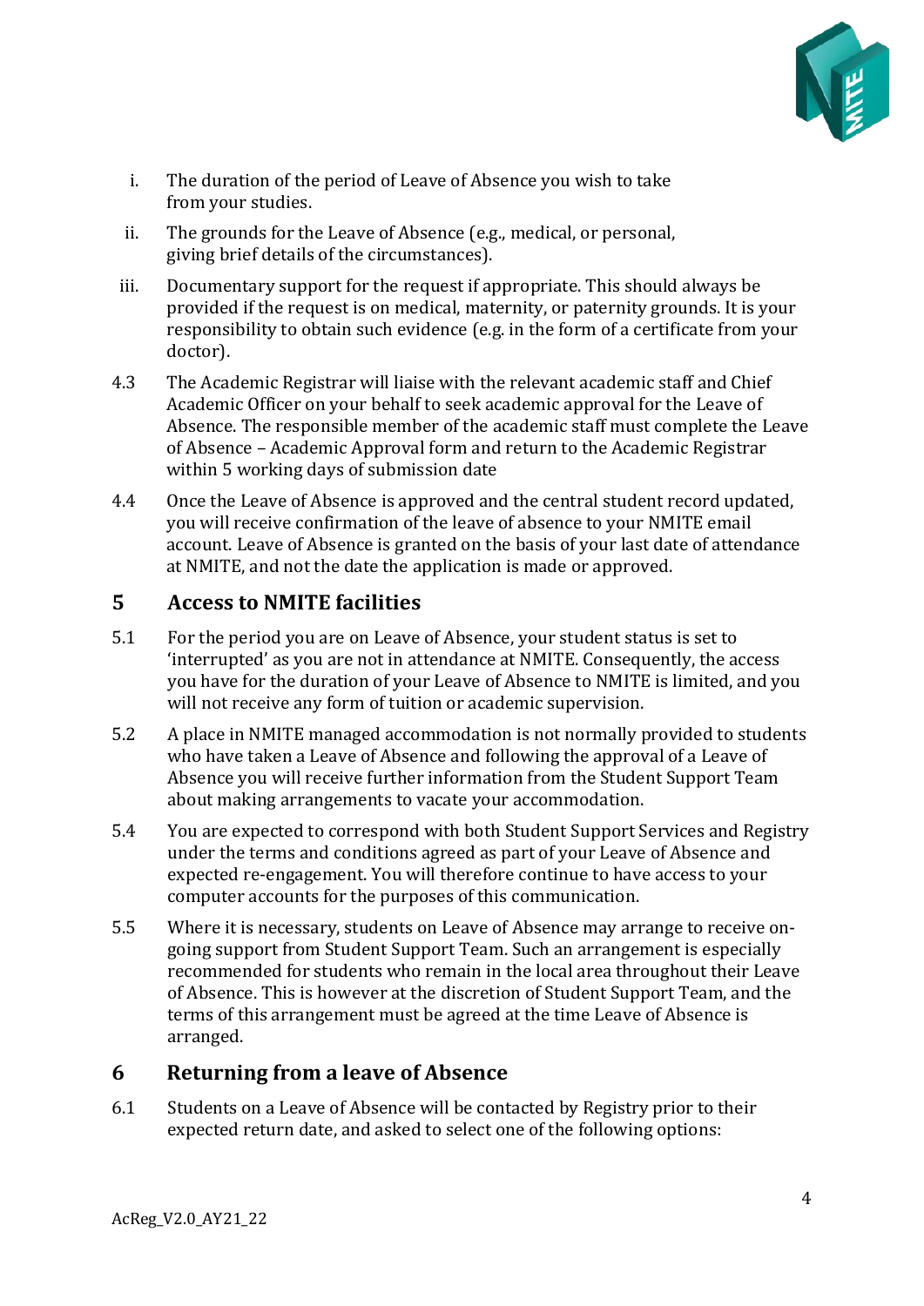i. The duration of the period of Leave of Absence you wish to take from your studies.

ii. The grounds for the Leave of Absence (e.g., medical, or personal, giving brief details of the circumstances).

iii. Documentary support for the request if appropriate. This should always be provided if the request is on medical, maternity, or paternity grounds. It is your responsibility to obtain such evidence (e.g. in the form of a certificate from your doctor).

4.3 The Academic Registrar will liaise with the relevant academic staff and Chief Academic Officer on your behalf to seek academic approval for the Leave of Absence. The responsible member of the academic staff must complete the Leave of Absence – Academic Approval form and return to the Academic Registrar within 5 working days of submission date

4.4 Once the Leave of Absence is approved and the central student record updated, you will receive confirmation of the leave of absence to your NMITE email account. Leave of Absence is granted on the basis of your last date of attendance at NMITE, and not the date the application is made or approved.

## 5 Access to NMITE facilities

5.1 For the period you are on Leave of Absence, your student status is set to 'interrupted' as you are not in attendance at NMITE. Consequently, the access you have for the duration of your Leave of Absence to NMITE is limited, and you will not receive any form of tuition or academic supervision.

5.2 A place in NMITE managed accommodation is not normally provided to students who have taken a Leave of Absence and following the approval of a Leave of Absence you will receive further information from the Student Support Team about making arrangements to vacate your accommodation.

5.4 You are expected to correspond with both Student Support Services and Registry under the terms and conditions agreed as part of your Leave of Absence and expected re-engagement. You will therefore continue to have access to your computer accounts for the purposes of this communication.

5.5 Where it is necessary, students on Leave of Absence may arrange to receive on-going support from Student Support Team. Such an arrangement is especially recommended for students who remain in the local area throughout their Leave of Absence. This is however at the discretion of Student Support Team, and the terms of this arrangement must be agreed at the time Leave of Absence is arranged.

## 6 Returning from a leave of Absence

6.1 Students on a Leave of Absence will be contacted by Registry prior to their expected return date, and asked to select one of the following options: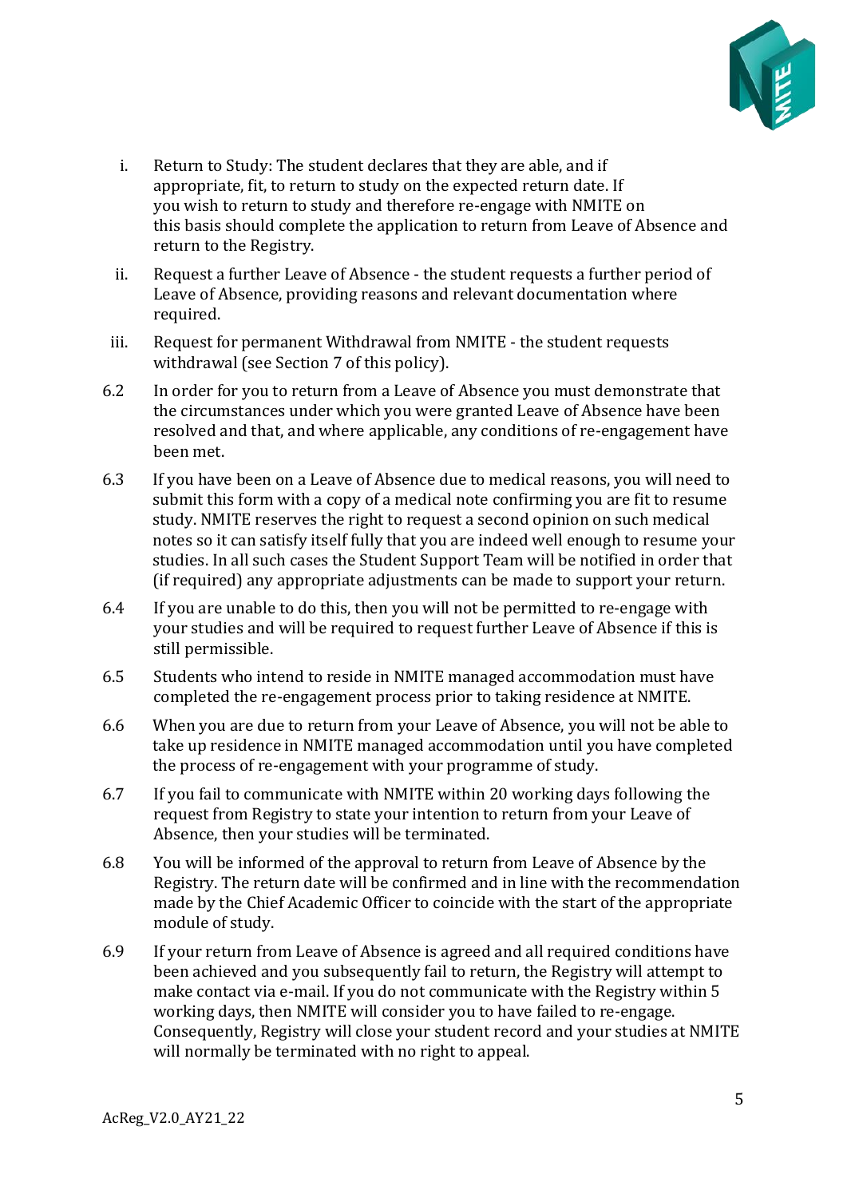i. Return to Study: The student declares that they are able, and if appropriate, fit, to return to study on the expected return date. If you wish to return to study and therefore re-engage with NMITE on this basis should complete the application to return from Leave of Absence and return to the Registry.

ii. Request a further Leave of Absence - the student requests a further period of Leave of Absence, providing reasons and relevant documentation where required.

iii. Request for permanent Withdrawal from NMITE - the student requests withdrawal (see Section 7 of this policy).

6.2 In order for you to return from a Leave of Absence you must demonstrate that the circumstances under which you were granted Leave of Absence have been resolved and that, and where applicable, any conditions of re-engagement have been met.

6.3 If you have been on a Leave of Absence due to medical reasons, you will need to submit this form with a copy of a medical note confirming you are fit to resume study. NMITE reserves the right to request a second opinion on such medical notes so it can satisfy itself fully that you are indeed well enough to resume your studies. In all such cases the Student Support Team will be notified in order that (if required) any appropriate adjustments can be made to support your return.

6.4 If you are unable to do this, then you will not be permitted to re-engage with your studies and will be required to request further Leave of Absence if this is still permissible.

6.5 Students who intend to reside in NMITE managed accommodation must have completed the re-engagement process prior to taking residence at NMITE.

6.6 When you are due to return from your Leave of Absence, you will not be able to take up residence in NMITE managed accommodation until you have completed the process of re-engagement with your programme of study.

6.7 If you fail to communicate with NMITE within 20 working days following the request from Registry to state your intention to return from your Leave of Absence, then your studies will be terminated.

6.8 You will be informed of the approval to return from Leave of Absence by the Registry. The return date will be confirmed and in line with the recommendation made by the Chief Academic Officer to coincide with the start of the appropriate module of study.

6.9 If your return from Leave of Absence is agreed and all required conditions have been achieved and you subsequently fail to return, the Registry will attempt to make contact via e-mail. If you do not communicate with the Registry within 5 working days, then NMITE will consider you to have failed to re-engage. Consequently, Registry will close your student record and your studies at NMITE will normally be terminated with no right to appeal.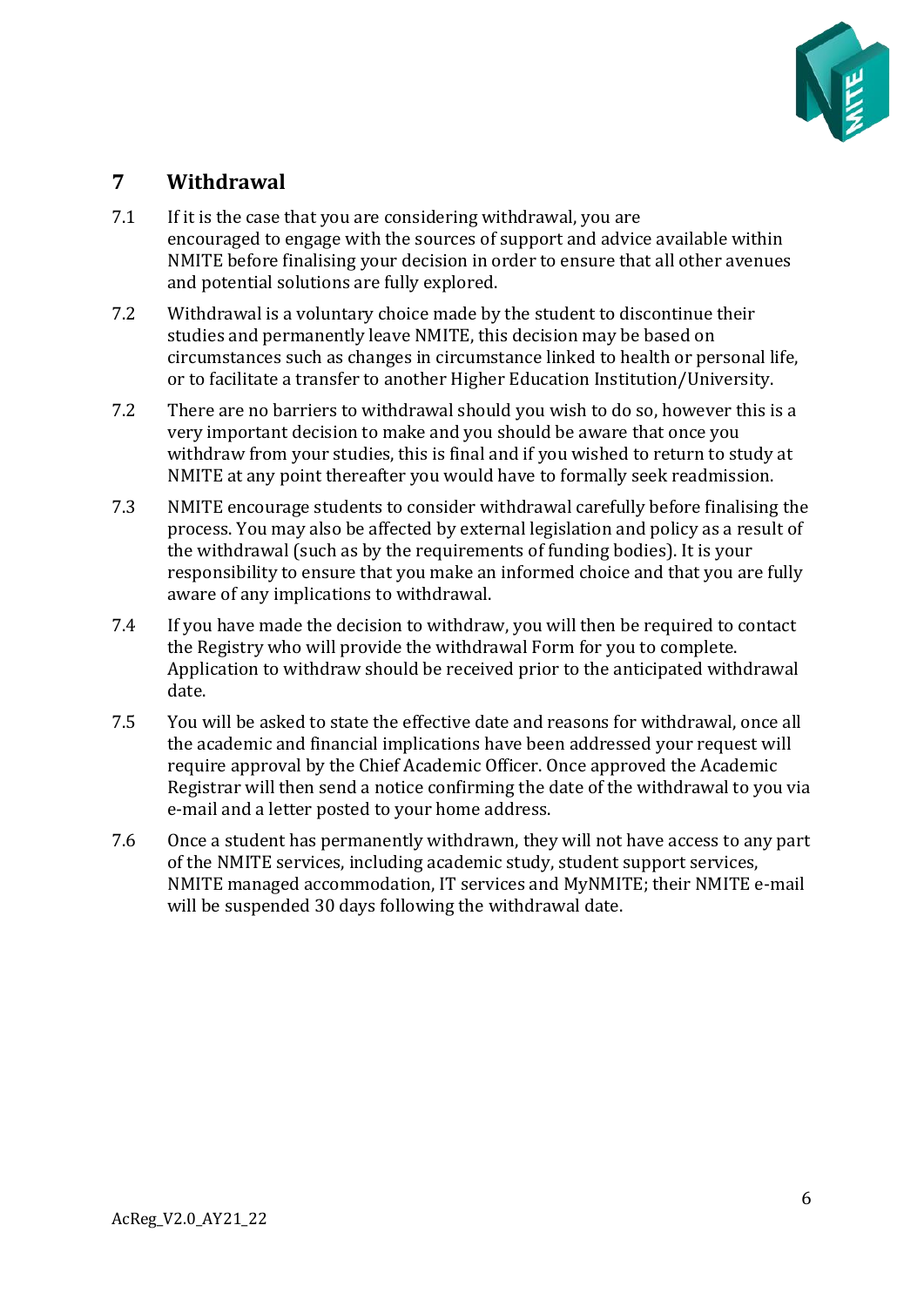## 7 Withdrawal

7.1 If it is the case that you are considering withdrawal, you are encouraged to engage with the sources of support and advice available within NMITE before finalising your decision in order to ensure that all other avenues and potential solutions are fully explored.

7.2 Withdrawal is a voluntary choice made by the student to discontinue their studies and permanently leave NMITE, this decision may be based on circumstances such as changes in circumstance linked to health or personal life, or to facilitate a transfer to another Higher Education Institution/University.

7.2 There are no barriers to withdrawal should you wish to do so, however this is a very important decision to make and you should be aware that once you withdraw from your studies, this is final and if you wished to return to study at NMITE at any point thereafter you would have to formally seek readmission.

7.3 NMITE encourage students to consider withdrawal carefully before finalising the process. You may also be affected by external legislation and policy as a result of the withdrawal (such as by the requirements of funding bodies). It is your responsibility to ensure that you make an informed choice and that you are fully aware of any implications to withdrawal.

7.4 If you have made the decision to withdraw, you will then be required to contact the Registry who will provide the withdrawal Form for you to complete. Application to withdraw should be received prior to the anticipated withdrawal date.

7.5 You will be asked to state the effective date and reasons for withdrawal, once all the academic and financial implications have been addressed your request will require approval by the Chief Academic Officer. Once approved the Academic Registrar will then send a notice confirming the date of the withdrawal to you via e-mail and a letter posted to your home address.

7.6 Once a student has permanently withdrawn, they will not have access to any part of the NMITE services, including academic study, student support services, NMITE managed accommodation, IT services and MyNMITE; their NMITE e-mail will be suspended 30 days following the withdrawal date.

AcReg_V2.0_AY21_22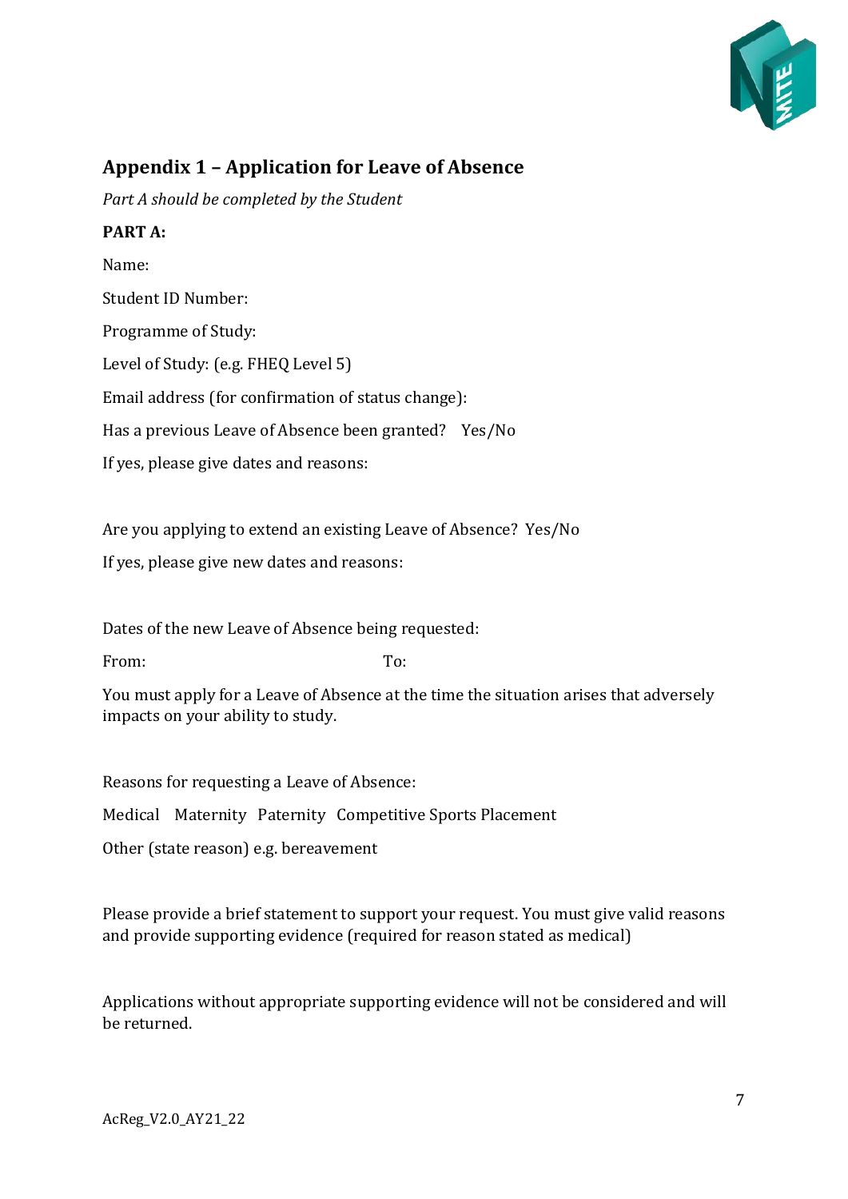## Appendix 1 – Application for Leave of Absence

*Part A should be completed by the Student*

**PART A:**

Name:

Student ID Number:

Programme of Study:

Level of Study: (e.g. FHEQ Level 5)

Email address (for confirmation of status change):

Has a previous Leave of Absence been granted? Yes/No

If yes, please give dates and reasons:

Are you applying to extend an existing Leave of Absence? Yes/No

If yes, please give new dates and reasons:

Dates of the new Leave of Absence being requested:

From: To:

You must apply for a Leave of Absence at the time the situation arises that adversely impacts on your ability to study.

Reasons for requesting a Leave of Absence:

Medical Maternity Paternity Competitive Sports Placement

Other (state reason) e.g. bereavement

Please provide a brief statement to support your request. You must give valid reasons and provide supporting evidence (required for reason stated as medical)

Applications without appropriate supporting evidence will not be considered and will be returned.

AcReg_V2.0_AY21_22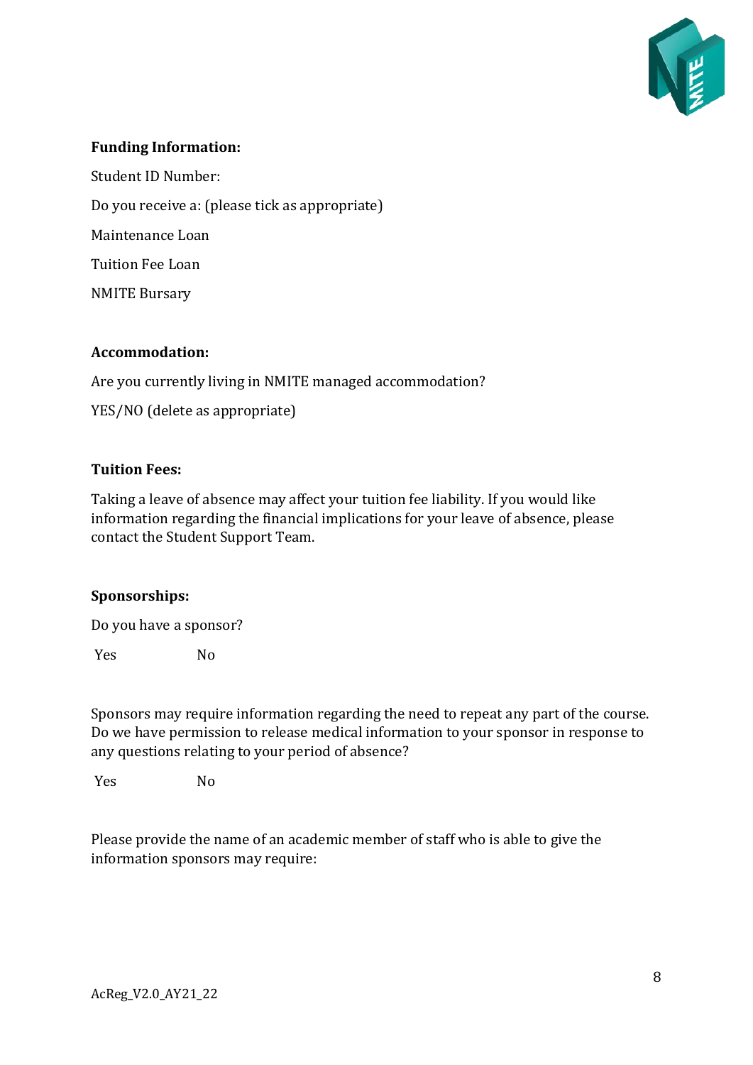**Funding Information:**

Student ID Number:

Do you receive a: (please tick as appropriate)

Maintenance Loan

Tuition Fee Loan

NMITE Bursary

**Accommodation:**

Are you currently living in NMITE managed accommodation?

YES/NO (delete as appropriate)

**Tuition Fees:**

Taking a leave of absence may affect your tuition fee liability. If you would like information regarding the financial implications for your leave of absence, please contact the Student Support Team.

**Sponsorships:**

Do you have a sponsor?

Yes No

Sponsors may require information regarding the need to repeat any part of the course. Do we have permission to release medical information to your sponsor in response to any questions relating to your period of absence?

Yes No

Please provide the name of an academic member of staff who is able to give the information sponsors may require:

AcReg_V2.0_AY21_22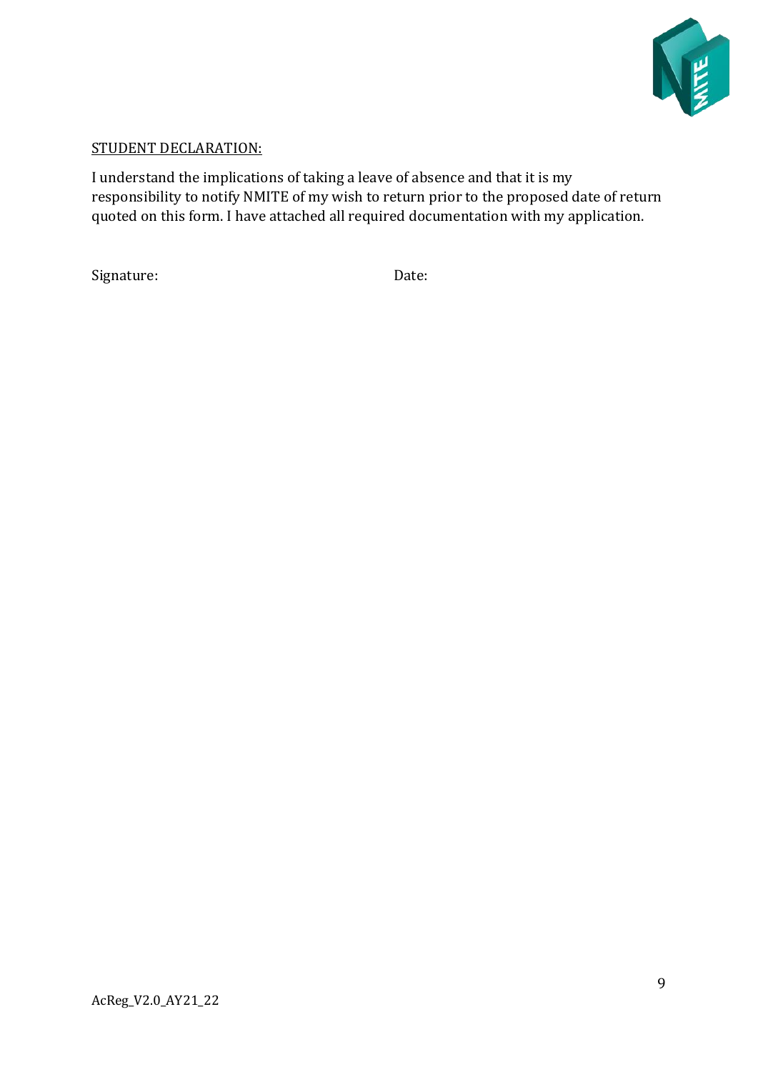STUDENT DECLARATION:

I understand the implications of taking a leave of absence and that it is my responsibility to notify NMITE of my wish to return prior to the proposed date of return quoted on this form. I have attached all required documentation with my application.

Signature: Date:

AcReg_V2.0_AY21_22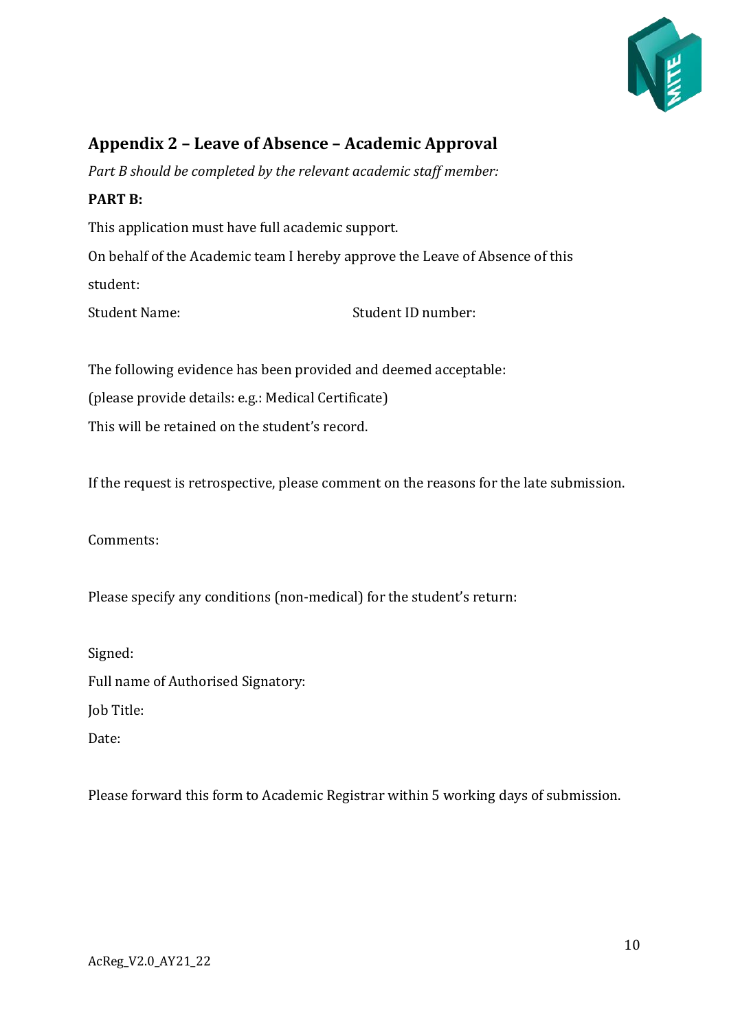## Appendix 2 – Leave of Absence – Academic Approval

*Part B should be completed by the relevant academic staff member:*

**PART B:**

This application must have full academic support.

On behalf of the Academic team I hereby approve the Leave of Absence of this student:

Student Name: Student ID number:

The following evidence has been provided and deemed acceptable:

(please provide details: e.g.: Medical Certificate)

This will be retained on the student's record.

If the request is retrospective, please comment on the reasons for the late submission.

Comments:

Please specify any conditions (non-medical) for the student's return:

Signed:

Full name of Authorised Signatory:

Job Title:

Date:

Please forward this form to Academic Registrar within 5 working days of submission.

AcReg_V2.0_AY21_22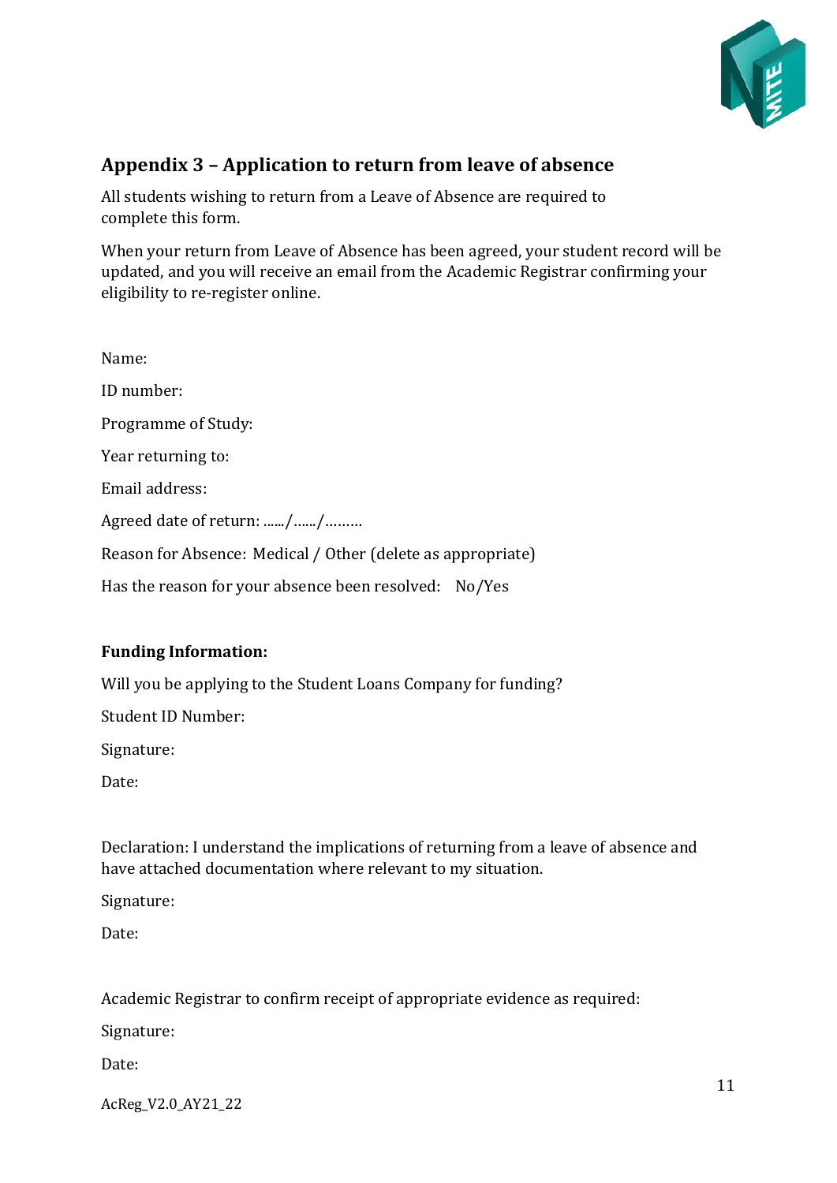## Appendix 3 – Application to return from leave of absence

All students wishing to return from a Leave of Absence are required to complete this form.

When your return from Leave of Absence has been agreed, your student record will be updated, and you will receive an email from the Academic Registrar confirming your eligibility to re-register online.

Name:

ID number:

Programme of Study:

Year returning to:

Email address:

Agreed date of return: ....../....../.........

Reason for Absence: Medical / Other (delete as appropriate)

Has the reason for your absence been resolved: No/Yes

**Funding Information:**

Will you be applying to the Student Loans Company for funding?

Student ID Number:

Signature:

Date:

Declaration: I understand the implications of returning from a leave of absence and have attached documentation where relevant to my situation.

Signature:

Date:

Academic Registrar to confirm receipt of appropriate evidence as required:

Signature:

Date:

AcReg_V2.0_AY21_22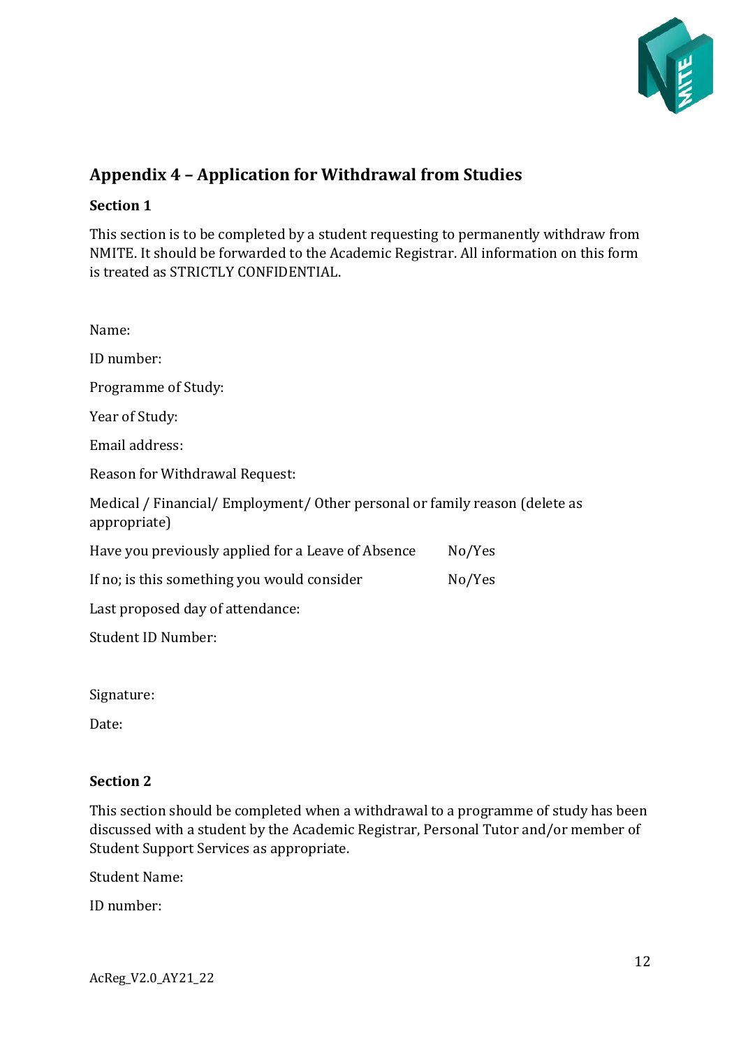## Appendix 4 – Application for Withdrawal from Studies

**Section 1**

This section is to be completed by a student requesting to permanently withdraw from NMITE. It should be forwarded to the Academic Registrar. All information on this form is treated as STRICTLY CONFIDENTIAL.

Name:

ID number:

Programme of Study:

Year of Study:

Email address:

Reason for Withdrawal Request:

Medical / Financial/ Employment/ Other personal or family reason (delete as appropriate)

Have you previously applied for a Leave of Absence      No/Yes

If no; is this something you would consider      No/Yes

Last proposed day of attendance:

Student ID Number:

Signature:

Date:

**Section 2**

This section should be completed when a withdrawal to a programme of study has been discussed with a student by the Academic Registrar, Personal Tutor and/or member of Student Support Services as appropriate.

Student Name:

ID number:

AcReg_V2.0_AY21_22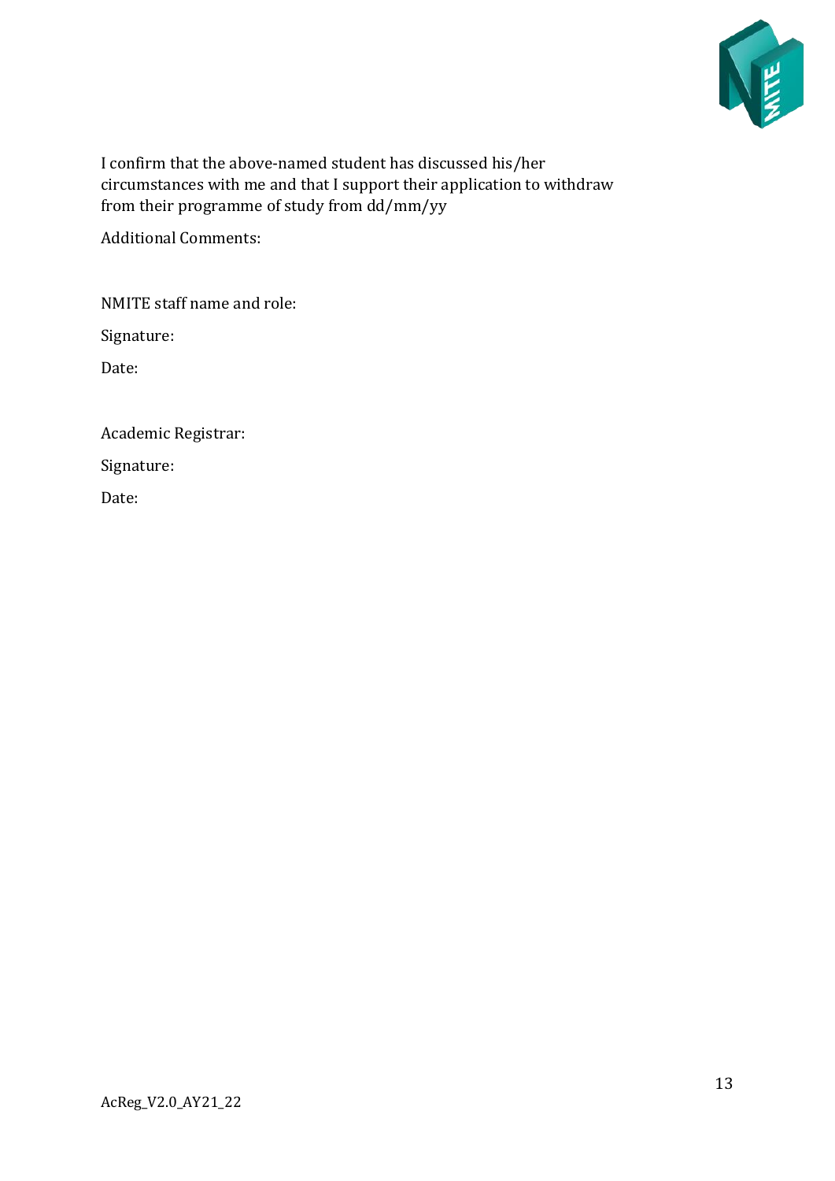I confirm that the above-named student has discussed his/her circumstances with me and that I support their application to withdraw from their programme of study from dd/mm/yy

Additional Comments:

NMITE staff name and role:

Signature:

Date:

Academic Registrar:

Signature:

Date: